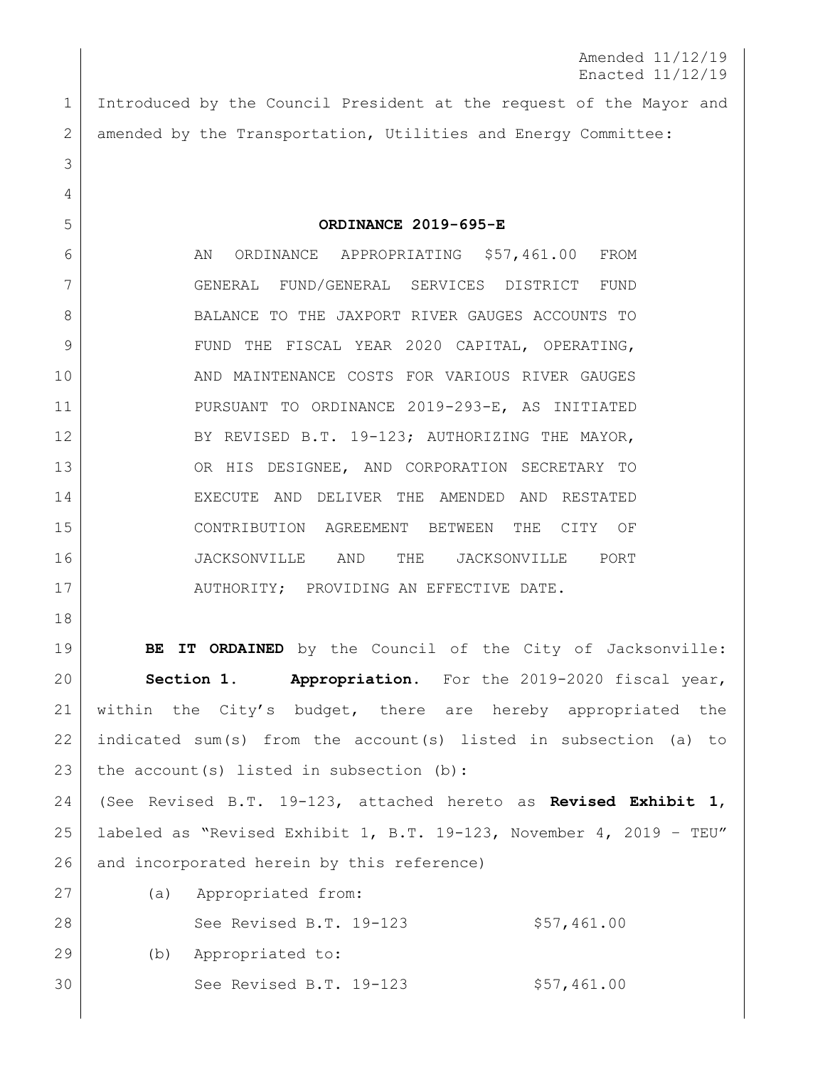Amended 11/12/19
Enacted 11/12/19

Introduced by the Council President at the request of the Mayor and amended by the Transportation, Utilities and Energy Committee:

**ORDINANCE 2019-695-E**

AN ORDINANCE APPROPRIATING $57,461.00 FROM GENERAL FUND/GENERAL SERVICES DISTRICT FUND BALANCE TO THE JAXPORT RIVER GAUGES ACCOUNTS TO FUND THE FISCAL YEAR 2020 CAPITAL, OPERATING, AND MAINTENANCE COSTS FOR VARIOUS RIVER GAUGES PURSUANT TO ORDINANCE 2019-293-E, AS INITIATED BY REVISED B.T. 19-123; AUTHORIZING THE MAYOR, OR HIS DESIGNEE, AND CORPORATION SECRETARY TO EXECUTE AND DELIVER THE AMENDED AND RESTATED CONTRIBUTION AGREEMENT BETWEEN THE CITY OF JACKSONVILLE AND THE JACKSONVILLE PORT AUTHORITY; PROVIDING AN EFFECTIVE DATE.

**BE IT ORDAINED** by the Council of the City of Jacksonville:

**Section 1. Appropriation.** For the 2019-2020 fiscal year, within the City's budget, there are hereby appropriated the indicated sum(s) from the account(s) listed in subsection (a) to the account(s) listed in subsection (b):

(See Revised B.T. 19-123, attached hereto as **Revised Exhibit 1**, labeled as "Revised Exhibit 1, B.T. 19-123, November 4, 2019 – TEU" and incorporated herein by this reference)

(a) Appropriated from:

See Revised B.T. 19-123 $57,461.00

(b) Appropriated to:

See Revised B.T. 19-123 $57,461.00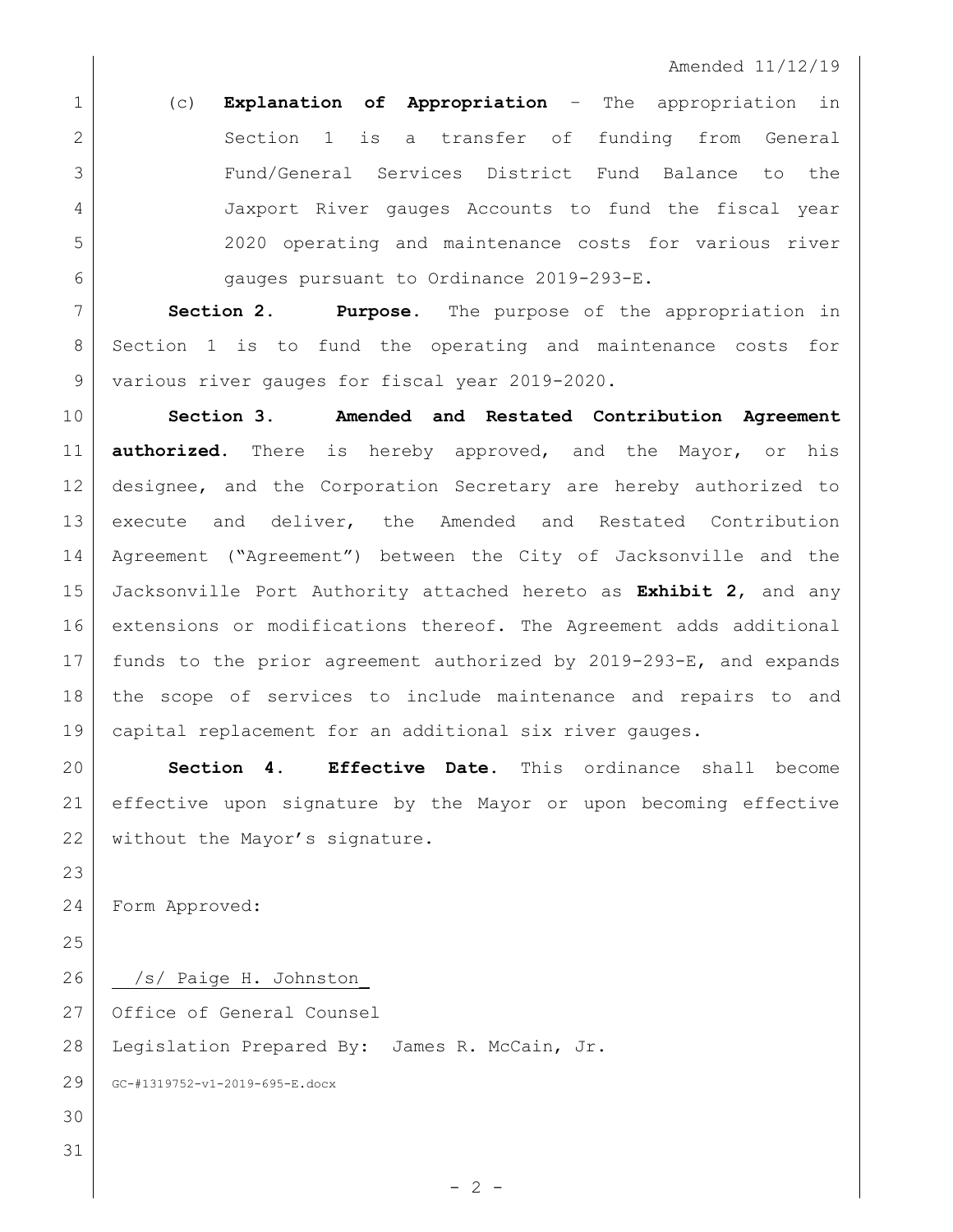Amended 11/12/19

(c) **Explanation of Appropriation** – The appropriation in Section 1 is a transfer of funding from General Fund/General Services District Fund Balance to the Jaxport River gauges Accounts to fund the fiscal year 2020 operating and maintenance costs for various river gauges pursuant to Ordinance 2019-293-E.

**Section 2. Purpose.** The purpose of the appropriation in Section 1 is to fund the operating and maintenance costs for various river gauges for fiscal year 2019-2020.

**Section 3. Amended and Restated Contribution Agreement authorized.** There is hereby approved, and the Mayor, or his designee, and the Corporation Secretary are hereby authorized to execute and deliver, the Amended and Restated Contribution Agreement ("Agreement") between the City of Jacksonville and the Jacksonville Port Authority attached hereto as **Exhibit 2**, and any extensions or modifications thereof. The Agreement adds additional funds to the prior agreement authorized by 2019-293-E, and expands the scope of services to include maintenance and repairs to and capital replacement for an additional six river gauges.

**Section 4. Effective Date.** This ordinance shall become effective upon signature by the Mayor or upon becoming effective without the Mayor's signature.

Form Approved:

/s/ Paige H. Johnston

Office of General Counsel

Legislation Prepared By: James R. McCain, Jr.

GC-#1319752-v1-2019-695-E.docx